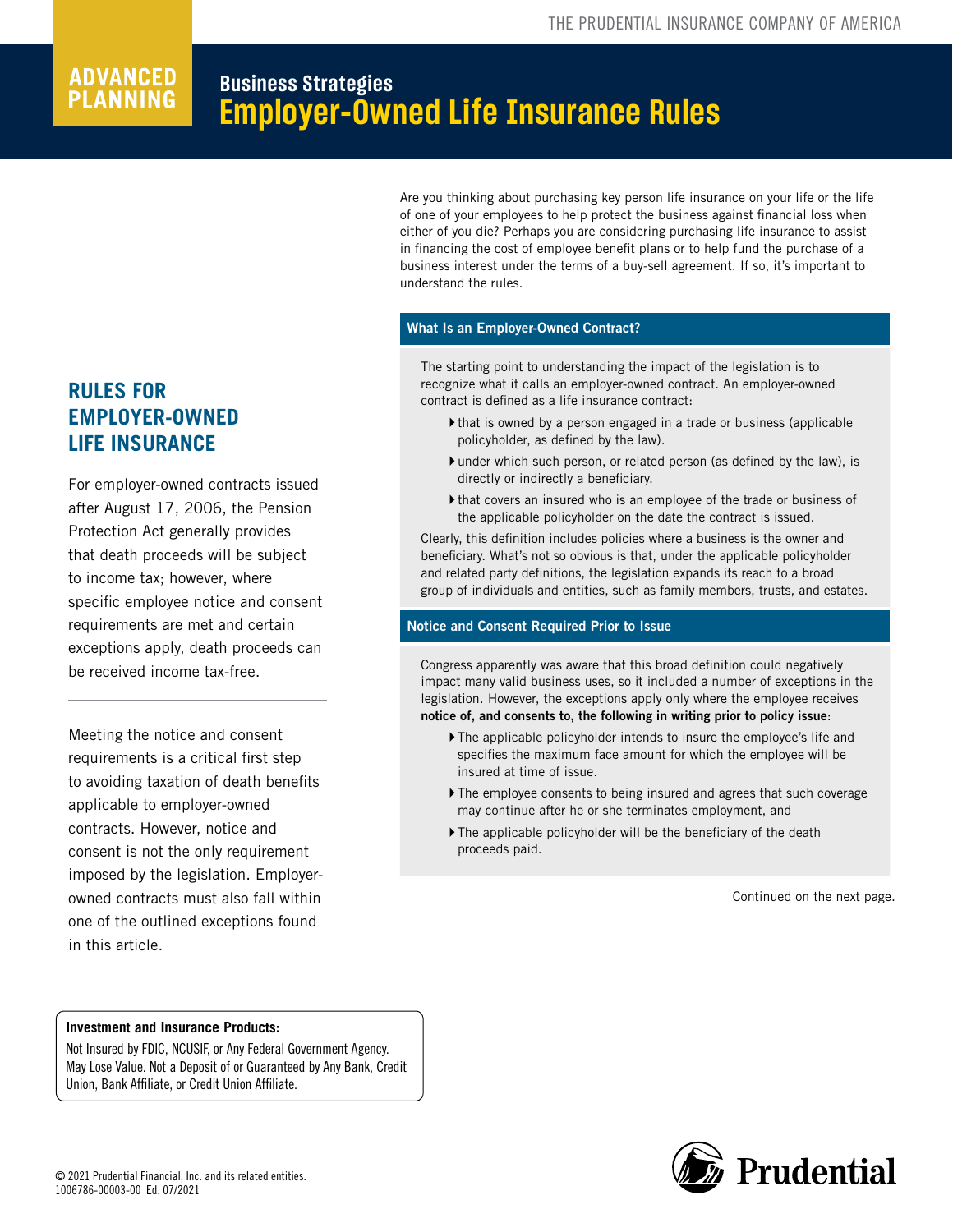ADVANCED PLANNING

## Business Strategies

# Employer-Owned Life Insurance Rules

Are you thinking about purchasing key person life insurance on your life or the life of one of your employees to help protect the business against financial loss when either of you die? Perhaps you are considering purchasing life insurance to assist in financing the cost of employee benefit plans or to help fund the purchase of a business interest under the terms of a buy-sell agreement. If so, it's important to understand the rules.

## RULES FOR EMPLOYER-OWNED LIFE INSURANCE

For employer-owned contracts issued after August 17, 2006, the Pension Protection Act generally provides that death proceeds will be subject to income tax; however, where specific employee notice and consent requirements are met and certain exceptions apply, death proceeds can be received income tax-free.

---

Meeting the notice and consent requirements is a critical first step to avoiding taxation of death benefits applicable to employer-owned contracts. However, notice and consent is not the only requirement imposed by the legislation. Employer-owned contracts must also fall within one of the outlined exceptions found in this article.

### What Is an Employer-Owned Contract?

The starting point to understanding the impact of the legislation is to recognize what it calls an employer-owned contract. An employer-owned contract is defined as a life insurance contract:

- that is owned by a person engaged in a trade or business (applicable policyholder, as defined by the law).
- under which such person, or related person (as defined by the law), is directly or indirectly a beneficiary.
- that covers an insured who is an employee of the trade or business of the applicable policyholder on the date the contract is issued.

Clearly, this definition includes policies where a business is the owner and beneficiary. What's not so obvious is that, under the applicable policyholder and related party definitions, the legislation expands its reach to a broad group of individuals and entities, such as family members, trusts, and estates.

### Notice and Consent Required Prior to Issue

Congress apparently was aware that this broad definition could negatively impact many valid business uses, so it included a number of exceptions in the legislation. However, the exceptions apply only where the employee receives **notice of, and consents to, the following in writing prior to policy issue**:

- The applicable policyholder intends to insure the employee's life and specifies the maximum face amount for which the employee will be insured at time of issue.
- The employee consents to being insured and agrees that such coverage may continue after he or she terminates employment, and
- The applicable policyholder will be the beneficiary of the death proceeds paid.

Continued on the next page.

**Investment and Insurance Products:**
Not Insured by FDIC, NCUSIF, or Any Federal Government Agency. May Lose Value. Not a Deposit of or Guaranteed by Any Bank, Credit Union, Bank Affiliate, or Credit Union Affiliate.

© 2021 Prudential Financial, Inc. and its related entities.
1006786-00003-00 Ed. 07/2021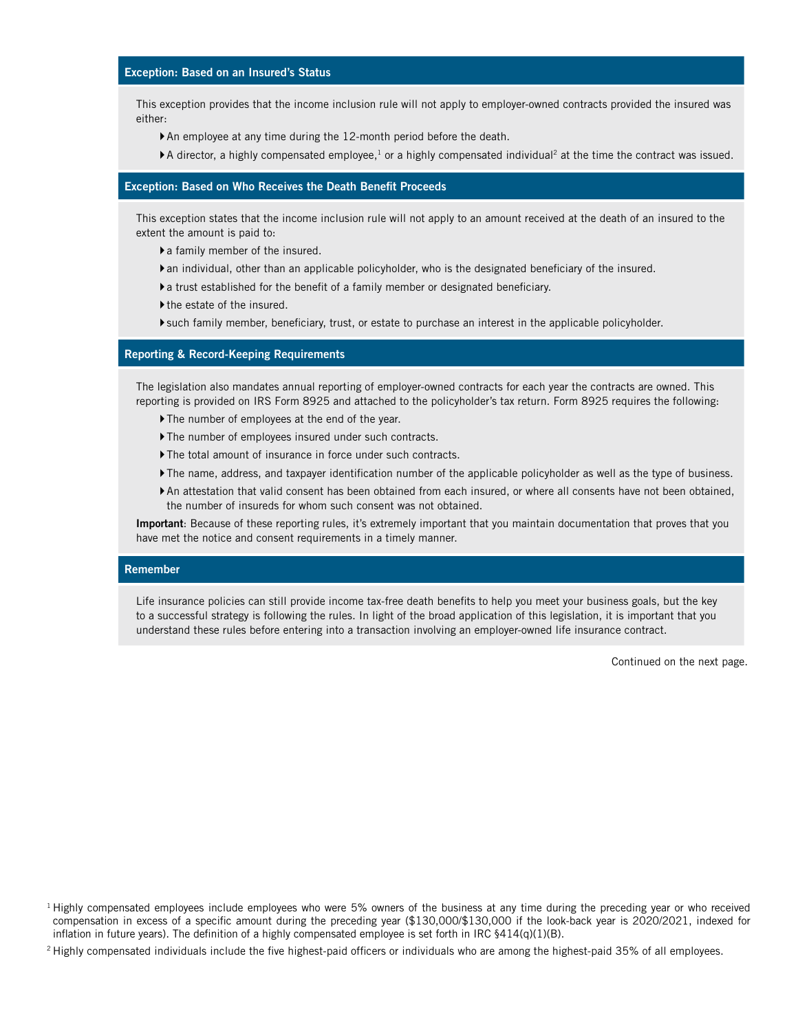### Exception: Based on an Insured's Status

This exception provides that the income inclusion rule will not apply to employer-owned contracts provided the insured was either:

- An employee at any time during the 12-month period before the death.
- A director, a highly compensated employee,[1] or a highly compensated individual[2] at the time the contract was issued.

### Exception: Based on Who Receives the Death Benefit Proceeds

This exception states that the income inclusion rule will not apply to an amount received at the death of an insured to the extent the amount is paid to:

- a family member of the insured.
- an individual, other than an applicable policyholder, who is the designated beneficiary of the insured.
- a trust established for the benefit of a family member or designated beneficiary.
- the estate of the insured.
- such family member, beneficiary, trust, or estate to purchase an interest in the applicable policyholder.

### Reporting & Record-Keeping Requirements

The legislation also mandates annual reporting of employer-owned contracts for each year the contracts are owned. This reporting is provided on IRS Form 8925 and attached to the policyholder's tax return. Form 8925 requires the following:

- The number of employees at the end of the year.
- The number of employees insured under such contracts.
- The total amount of insurance in force under such contracts.
- The name, address, and taxpayer identification number of the applicable policyholder as well as the type of business.
- An attestation that valid consent has been obtained from each insured, or where all consents have not been obtained, the number of insureds for whom such consent was not obtained.

**Important**: Because of these reporting rules, it's extremely important that you maintain documentation that proves that you have met the notice and consent requirements in a timely manner.

### Remember

Life insurance policies can still provide income tax-free death benefits to help you meet your business goals, but the key to a successful strategy is following the rules. In light of the broad application of this legislation, it is important that you understand these rules before entering into a transaction involving an employer-owned life insurance contract.

Continued on the next page.

[1] Highly compensated employees include employees who were 5% owners of the business at any time during the preceding year or who received compensation in excess of a specific amount during the preceding year ($130,000/$130,000 if the look-back year is 2020/2021, indexed for inflation in future years). The definition of a highly compensated employee is set forth in IRC §414(q)(1)(B).

[2] Highly compensated individuals include the five highest-paid officers or individuals who are among the highest-paid 35% of all employees.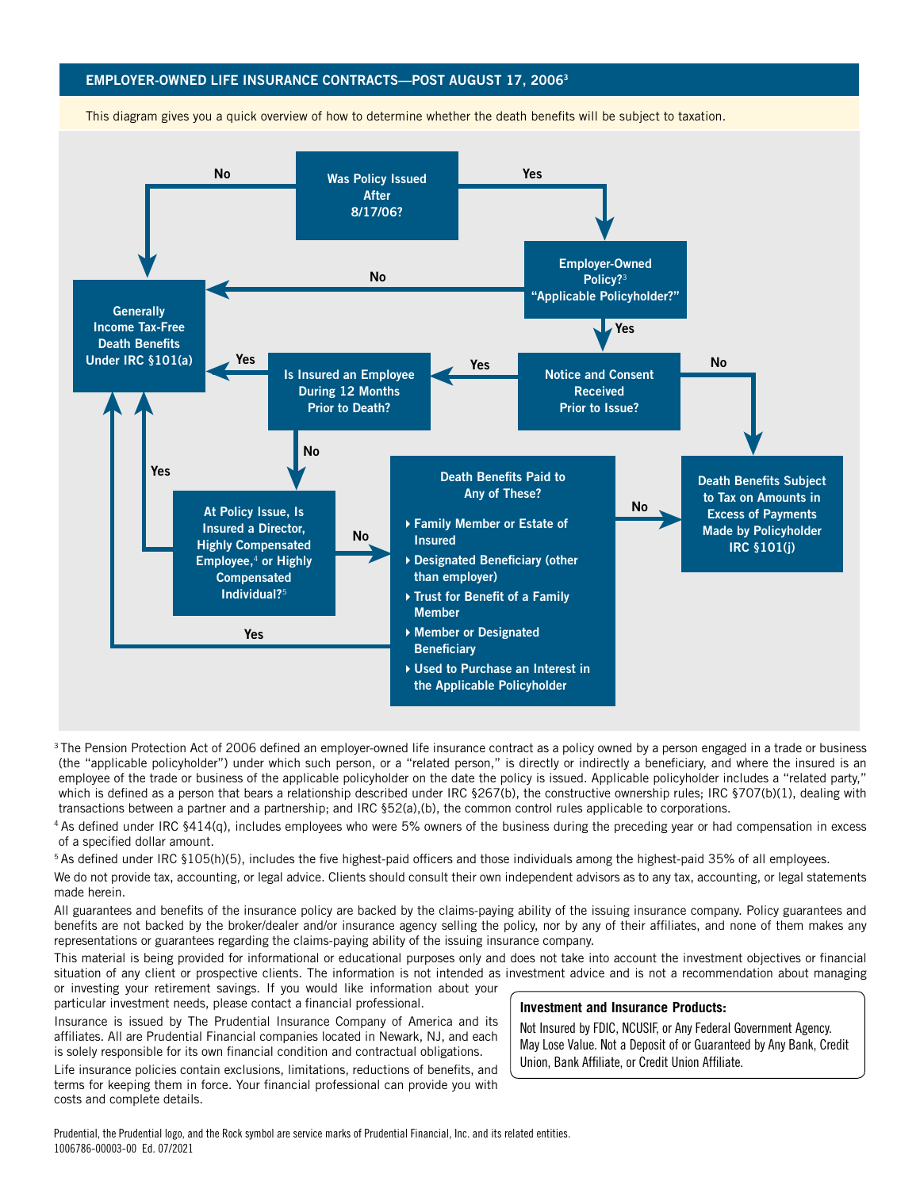## EMPLOYER-OWNED LIFE INSURANCE CONTRACTS—POST AUGUST 17, 2006[3]

This diagram gives you a quick overview of how to determine whether the death benefits will be subject to taxation.

**Was Policy Issued After 8/17/06?**
- No → **Generally Income Tax-Free Death Benefits Under IRC §101(a)**
- Yes → **Employer-Owned Policy?[3] "Applicable Policyholder?"**

**Employer-Owned Policy?[3] "Applicable Policyholder?"**
- No → **Generally Income Tax-Free Death Benefits Under IRC §101(a)**
- Yes → **Notice and Consent Received Prior to Issue?**

**Notice and Consent Received Prior to Issue?**
- No → **Death Benefits Subject to Tax on Amounts in Excess of Payments Made by Policyholder IRC §101(j)**
- Yes → **Is Insured an Employee During 12 Months Prior to Death?**

**Is Insured an Employee During 12 Months Prior to Death?**
- Yes → **Generally Income Tax-Free Death Benefits Under IRC §101(a)**
- No → **At Policy Issue, Is Insured a Director, Highly Compensated Employee,[4] or Highly Compensated Individual?[5]**

**At Policy Issue, Is Insured a Director, Highly Compensated Employee,[4] or Highly Compensated Individual?[5]**
- Yes → **Generally Income Tax-Free Death Benefits Under IRC §101(a)**
- No → **Death Benefits Paid to Any of These?**

**Death Benefits Paid to Any of These?**
- Family Member or Estate of Insured
- Designated Beneficiary (other than employer)
- Trust for Benefit of a Family Member
- Member or Designated Beneficiary
- Used to Purchase an Interest in the Applicable Policyholder

- Yes → **Generally Income Tax-Free Death Benefits Under IRC §101(a)**
- No → **Death Benefits Subject to Tax on Amounts in Excess of Payments Made by Policyholder IRC §101(j)**

[3] The Pension Protection Act of 2006 defined an employer-owned life insurance contract as a policy owned by a person engaged in a trade or business (the "applicable policyholder") under which such person, or a "related person," is directly or indirectly a beneficiary, and where the insured is an employee of the trade or business of the applicable policyholder on the date the policy is issued. Applicable policyholder includes a "related party," which is defined as a person that bears a relationship described under IRC §267(b), the constructive ownership rules; IRC §707(b)(1), dealing with transactions between a partner and a partnership; and IRC §52(a),(b), the common control rules applicable to corporations.

[4] As defined under IRC §414(q), includes employees who were 5% owners of the business during the preceding year or had compensation in excess of a specified dollar amount.

[5] As defined under IRC §105(h)(5), includes the five highest-paid officers and those individuals among the highest-paid 35% of all employees.

We do not provide tax, accounting, or legal advice. Clients should consult their own independent advisors as to any tax, accounting, or legal statements made herein.

All guarantees and benefits of the insurance policy are backed by the claims-paying ability of the issuing insurance company. Policy guarantees and benefits are not backed by the broker/dealer and/or insurance agency selling the policy, nor by any of their affiliates, and none of them makes any representations or guarantees regarding the claims-paying ability of the issuing insurance company.

This material is being provided for informational or educational purposes only and does not take into account the investment objectives or financial situation of any client or prospective clients. The information is not intended as investment advice and is not a recommendation about managing or investing your retirement savings. If you would like information about your particular investment needs, please contact a financial professional.

Insurance is issued by The Prudential Insurance Company of America and its affiliates. All are Prudential Financial companies located in Newark, NJ, and each is solely responsible for its own financial condition and contractual obligations.

Life insurance policies contain exclusions, limitations, reductions of benefits, and terms for keeping them in force. Your financial professional can provide you with costs and complete details.

**Investment and Insurance Products:**

Not Insured by FDIC, NCUSIF, or Any Federal Government Agency. May Lose Value. Not a Deposit of or Guaranteed by Any Bank, Credit Union, Bank Affiliate, or Credit Union Affiliate.

Prudential, the Prudential logo, and the Rock symbol are service marks of Prudential Financial, Inc. and its related entities.
1006786-00003-00 Ed. 07/2021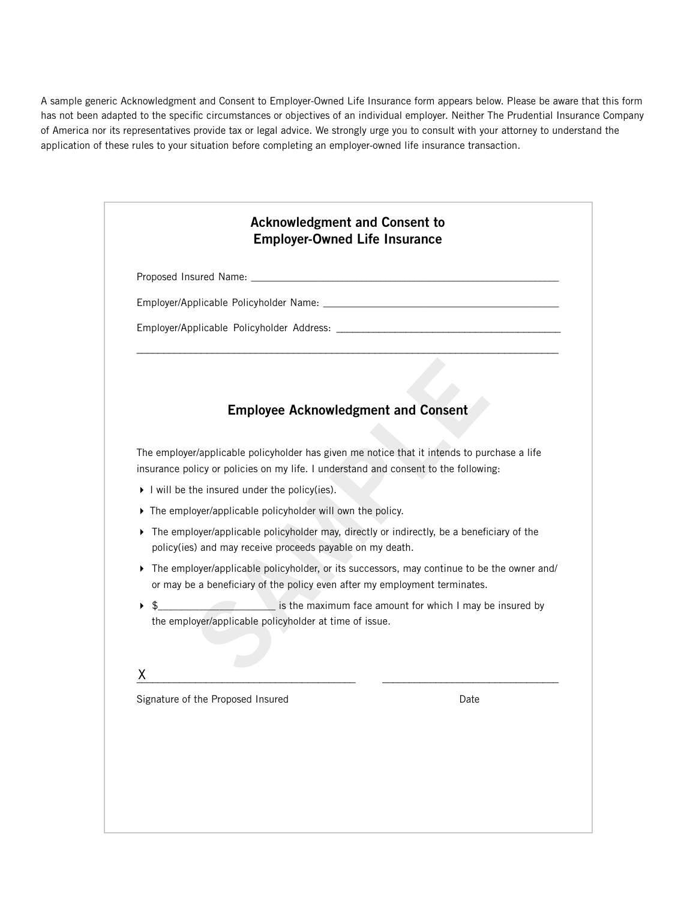A sample generic Acknowledgment and Consent to Employer-Owned Life Insurance form appears below. Please be aware that this form has not been adapted to the specific circumstances or objectives of an individual employer. Neither The Prudential Insurance Company of America nor its representatives provide tax or legal advice. We strongly urge you to consult with your attorney to understand the application of these rules to your situation before completing an employer-owned life insurance transaction.

## Acknowledgment and Consent to Employer-Owned Life Insurance

Proposed Insured Name: ___________________________________________________________

Employer/Applicable Policyholder Name: ____________________________________________

Employer/Applicable Policyholder Address: __________________________________________

_______________________________________________________________________________

SAMPLE

### Employee Acknowledgment and Consent

The employer/applicable policyholder has given me notice that it intends to purchase a life insurance policy or policies on my life. I understand and consent to the following:

- I will be the insured under the policy(ies).
- The employer/applicable policyholder will own the policy.
- The employer/applicable policyholder may, directly or indirectly, be a beneficiary of the policy(ies) and may receive proceeds payable on my death.
- The employer/applicable policyholder, or its successors, may continue to be the owner and/or may be a beneficiary of the policy even after my employment terminates.
- $_____________________ is the maximum face amount for which I may be insured by the employer/applicable policyholder at time of issue.

X_____________________________________ _________________________________

Signature of the Proposed Insured Date